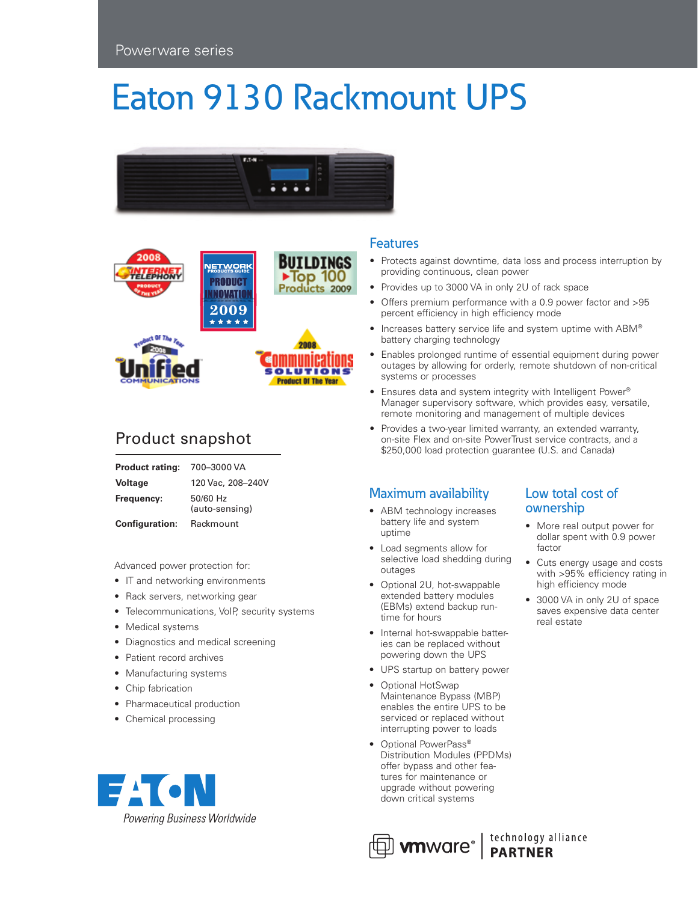Powerware series

# Eaton 9130 Rackmount UPS

## Features

- Protects against downtime, data loss and process interruption by providing continuous, clean power
- Provides up to 3000 VA in only 2U of rack space
- Offers premium performance with a 0.9 power factor and >95 percent efficiency in high efficiency mode
- Increases battery service life and system uptime with ABM® battery charging technology
- Enables prolonged runtime of essential equipment during power outages by allowing for orderly, remote shutdown of non-critical systems or processes
- Ensures data and system integrity with Intelligent Power® Manager supervisory software, which provides easy, versatile, remote monitoring and management of multiple devices
- Provides a two-year limited warranty, an extended warranty, on-site Flex and on-site PowerTrust service contracts, and a $250,000 load protection guarantee (U.S. and Canada)

## Product snapshot

| | |
|---|---|
| **Product rating:** | 700–3000 VA |
| **Voltage** | 120 Vac, 208–240V |
| **Frequency:** | 50/60 Hz (auto-sensing) |
| **Configuration:** | Rackmount |

Advanced power protection for:

- IT and networking environments
- Rack servers, networking gear
- Telecommunications, VoIP, security systems
- Medical systems
- Diagnostics and medical screening
- Patient record archives
- Manufacturing systems
- Chip fabrication
- Pharmaceutical production
- Chemical processing

## Maximum availability

- ABM technology increases battery life and system uptime
- Load segments allow for selective load shedding during outages
- Optional 2U, hot-swappable extended battery modules (EBMs) extend backup run-time for hours
- Internal hot-swappable batteries can be replaced without powering down the UPS
- UPS startup on battery power
- Optional HotSwap Maintenance Bypass (MBP) enables the entire UPS to be serviced or replaced without interrupting power to loads
- Optional PowerPass® Distribution Modules (PPDMs) offer bypass and other features for maintenance or upgrade without powering down critical systems

## Low total cost of ownership

- More real output power for dollar spent with 0.9 power factor
- Cuts energy usage and costs with >95% efficiency rating in high efficiency mode
- 3000 VA in only 2U of space saves expensive data center real estate

EATON
*Powering Business Worldwide*

vmware® | technology alliance PARTNER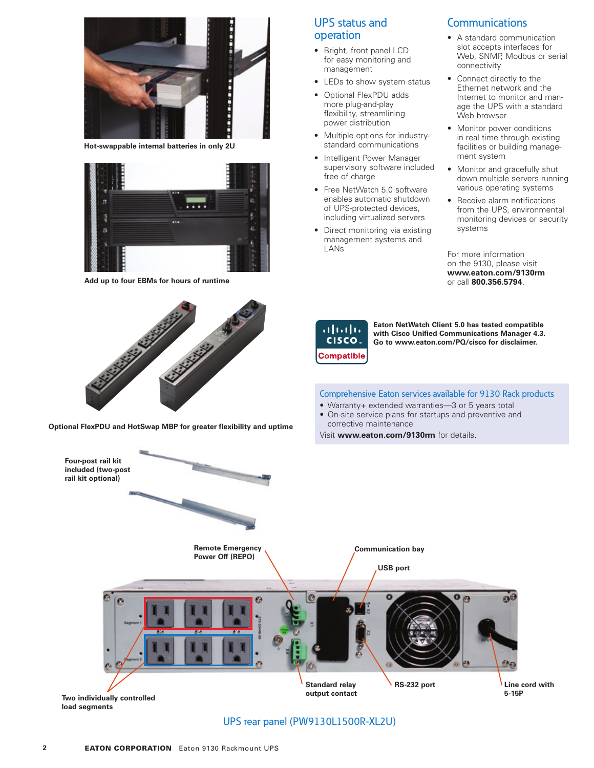Hot-swappable internal batteries in only 2U

Add up to four EBMs for hours of runtime

Optional FlexPDU and HotSwap MBP for greater flexibility and uptime

Four-post rail kit included (two-post rail kit optional)

## UPS status and operation

- Bright, front panel LCD for easy monitoring and management
- LEDs to show system status
- Optional FlexPDU adds more plug-and-play flexibility, streamlining power distribution
- Multiple options for industry-standard communications
- Intelligent Power Manager supervisory software included free of charge
- Free NetWatch 5.0 software enables automatic shutdown of UPS-protected devices, including virtualized servers
- Direct monitoring via existing management systems and LANs

## Communications

- A standard communication slot accepts interfaces for Web, SNMP, Modbus or serial connectivity
- Connect directly to the Ethernet network and the Internet to monitor and manage the UPS with a standard Web browser
- Monitor power conditions in real time through existing facilities or building management system
- Monitor and gracefully shut down multiple servers running various operating systems
- Receive alarm notifications from the UPS, environmental monitoring devices or security systems

For more information on the 9130, please visit **www.eaton.com/9130rm** or call **800.356.5794**.

**Eaton NetWatch Client 5.0 has tested compatible with Cisco Unified Communications Manager 4.3. Go to www.eaton.com/PQ/cisco for disclaimer.**

### Comprehensive Eaton services available for 9130 Rack products

- Warranty+ extended warranties—3 or 5 years total
- On-site service plans for startups and preventive and corrective maintenance

Visit **www.eaton.com/9130rm** for details.

**Remote Emergency Power Off (REPO)**

**Communication bay**

**USB port**

**Two individually controlled load segments**

**Standard relay output contact**

**RS-232 port**

**Line cord with 5-15P**

UPS rear panel (PW9130L1500R-XL2U)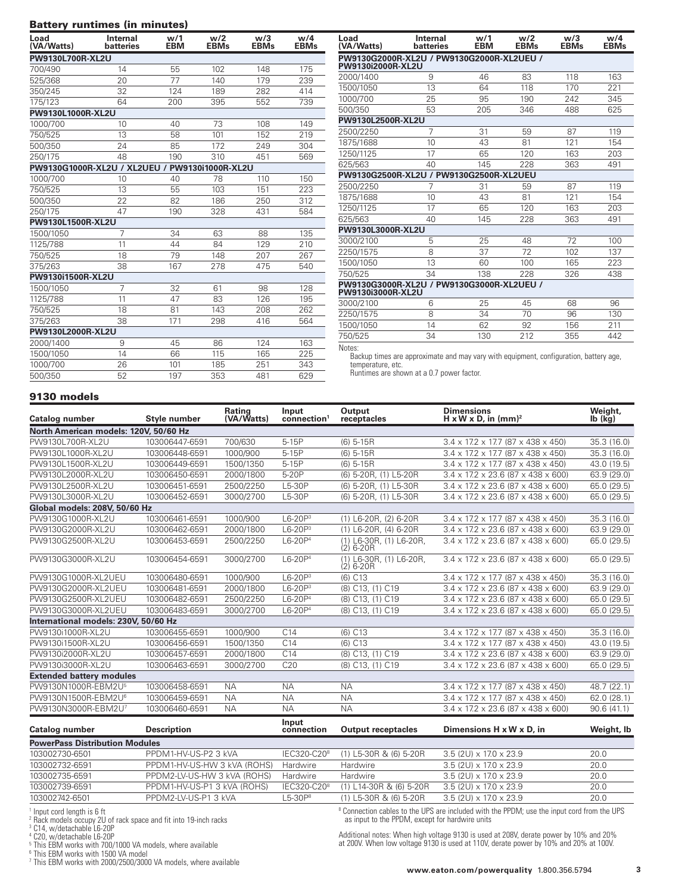## Battery runtimes (in minutes)

| Load (VA/Watts) | Internal batteries | w/1 EBM | w/2 EBMs | w/3 EBMs | w/4 EBMs |
|---|---|---|---|---|---|
| **PW9130L700R-XL2U** | | | | | |
| 700/490 | 14 | 55 | 102 | 148 | 175 |
| 525/368 | 20 | 77 | 140 | 179 | 239 |
| 350/245 | 32 | 124 | 189 | 282 | 414 |
| 175/123 | 64 | 200 | 395 | 552 | 739 |
| **PW9130L1000R-XL2U** | | | | | |
| 1000/700 | 10 | 40 | 73 | 108 | 149 |
| 750/525 | 13 | 58 | 101 | 152 | 219 |
| 500/350 | 24 | 85 | 172 | 249 | 304 |
| 250/175 | 48 | 190 | 310 | 451 | 569 |
| **PW9130G1000R-XL2U / XL2UEU / PW9130i1000R-XL2U** | | | | | |
| 1000/700 | 10 | 40 | 78 | 110 | 150 |
| 750/525 | 13 | 55 | 103 | 151 | 223 |
| 500/350 | 22 | 82 | 186 | 250 | 312 |
| 250/175 | 47 | 190 | 328 | 431 | 584 |
| **PW9130L1500R-XL2U** | | | | | |
| 1500/1050 | 7 | 34 | 63 | 88 | 135 |
| 1125/788 | 11 | 44 | 84 | 129 | 210 |
| 750/525 | 18 | 79 | 148 | 207 | 267 |
| 375/263 | 38 | 167 | 278 | 475 | 540 |
| **PW9130i1500R-XL2U** | | | | | |
| 1500/1050 | 7 | 32 | 61 | 98 | 128 |
| 1125/788 | 11 | 47 | 83 | 126 | 195 |
| 750/525 | 18 | 81 | 143 | 208 | 262 |
| 375/263 | 38 | 171 | 298 | 416 | 564 |
| **PW9130L2000R-XL2U** | | | | | |
| 2000/1400 | 9 | 45 | 86 | 124 | 163 |
| 1500/1050 | 14 | 66 | 115 | 165 | 225 |
| 1000/700 | 26 | 101 | 185 | 251 | 343 |
| 500/350 | 52 | 197 | 353 | 481 | 629 |
| **PW9130G2000R-XL2U / PW9130G2000R-XL2UEU / PW9130i2000R-XL2U** | | | | | |
| 2000/1400 | 9 | 46 | 83 | 118 | 163 |
| 1500/1050 | 13 | 64 | 118 | 170 | 221 |
| 1000/700 | 25 | 95 | 190 | 242 | 345 |
| 500/350 | 53 | 205 | 346 | 488 | 625 |
| **PW9130L2500R-XL2U** | | | | | |
| 2500/2250 | 7 | 31 | 59 | 87 | 119 |
| 1875/1688 | 10 | 43 | 81 | 121 | 154 |
| 1250/1125 | 17 | 65 | 120 | 163 | 203 |
| 625/563 | 40 | 145 | 228 | 363 | 491 |
| **PW9130G2500R-XL2U / PW9130G2500R-XL2UEU** | | | | | |
| 2500/2250 | 7 | 31 | 59 | 87 | 119 |
| 1875/1688 | 10 | 43 | 81 | 121 | 154 |
| 1250/1125 | 17 | 65 | 120 | 163 | 203 |
| 625/563 | 40 | 145 | 228 | 363 | 491 |
| **PW9130L3000R-XL2U** | | | | | |
| 3000/2100 | 5 | 25 | 48 | 72 | 100 |
| 2250/1575 | 8 | 37 | 72 | 102 | 137 |
| 1500/1050 | 13 | 60 | 100 | 165 | 223 |
| 750/525 | 34 | 138 | 228 | 326 | 438 |
| **PW9130G3000R-XL2U / PW9130G3000R-XL2UEU / PW9130i3000R-XL2U** | | | | | |
| 3000/2100 | 6 | 25 | 45 | 68 | 96 |
| 2250/1575 | 8 | 34 | 70 | 96 | 130 |
| 1500/1050 | 14 | 62 | 92 | 156 | 211 |
| 750/525 | 34 | 130 | 212 | 355 | 442 |

Notes:
Backup times are approximate and may vary with equipment, configuration, battery age, temperature, etc.
Runtimes are shown at a 0.7 power factor.

## 9130 models

| Catalog number | Style number | Rating (VA/Watts) | Input connection[1] | Output receptacles | Dimensions H x W x D, in (mm)[2] | Weight, lb (kg) |
|---|---|---|---|---|---|---|
| **North American models: 120V, 50/60 Hz** | | | | | | |
| PW9130L700R-XL2U | 103006447-6591 | 700/630 | 5-15P | (6) 5-15R | 3.4 x 17.2 x 17.7 (87 x 438 x 450) | 35.3 (16.0) |
| PW9130L1000R-XL2U | 103006448-6591 | 1000/900 | 5-15P | (6) 5-15R | 3.4 x 17.2 x 17.7 (87 x 438 x 450) | 35.3 (16.0) |
| PW9130L1500R-XL2U | 103006449-6591 | 1500/1350 | 5-15P | (6) 5-15R | 3.4 x 17.2 x 17.7 (87 x 438 x 450) | 43.0 (19.5) |
| PW9130L2000R-XL2U | 103006450-6591 | 2000/1800 | 5-20P | (6) 5-20R, (1) L5-20R | 3.4 x 17.2 x 23.6 (87 x 438 x 600) | 63.9 (29.0) |
| PW9130L2500R-XL2U | 103006451-6591 | 2500/2250 | L5-30P | (6) 5-20R, (1) L5-30R | 3.4 x 17.2 x 23.6 (87 x 438 x 600) | 65.0 (29.5) |
| PW9130L3000R-XL2U | 103006452-6591 | 3000/2700 | L5-30P | (6) 5-20R, (1) L5-30R | 3.4 x 17.2 x 23.6 (87 x 438 x 600) | 65.0 (29.5) |
| **Global models: 208V, 50/60 Hz** | | | | | | |
| PW9130G1000R-XL2U | 103006461-6591 | 1000/900 | L6-20P[3] | (1) L6-20R, (2) 6-20R | 3.4 x 17.2 x 17.7 (87 x 438 x 450) | 35.3 (16.0) |
| PW9130G2000R-XL2U | 103006462-6591 | 2000/1800 | L6-20P[3] | (1) L6-20R, (4) 6-20R | 3.4 x 17.2 x 23.6 (87 x 438 x 600) | 63.9 (29.0) |
| PW9130G2500R-XL2U | 103006453-6591 | 2500/2250 | L6-20P[4] | (1) L6-30R, (1) L6-20R, (2) 6-20R | 3.4 x 17.2 x 23.6 (87 x 438 x 600) | 65.0 (29.5) |
| PW9130G3000R-XL2U | 103006454-6591 | 3000/2700 | L6-20P[4] | (1) L6-30R, (1) L6-20R, (2) 6-20R | 3.4 x 17.2 x 23.6 (87 x 438 x 600) | 65.0 (29.5) |
| PW9130G1000R-XL2UEU | 103006480-6591 | 1000/900 | L6-20P[3] | (6) C13 | 3.4 x 17.2 x 17.7 (87 x 438 x 450) | 35.3 (16.0) |
| PW9130G2000R-XL2UEU | 103006481-6591 | 2000/1800 | L6-20P[3] | (8) C13, (1) C19 | 3.4 x 17.2 x 23.6 (87 x 438 x 600) | 63.9 (29.0) |
| PW9130G2500R-XL2UEU | 103006482-6591 | 2500/2250 | L6-20P[4] | (8) C13, (1) C19 | 3.4 x 17.2 x 23.6 (87 x 438 x 600) | 65.0 (29.5) |
| PW9130G3000R-XL2UEU | 103006483-6591 | 3000/2700 | L6-20P[4] | (8) C13, (1) C19 | 3.4 x 17.2 x 23.6 (87 x 438 x 600) | 65.0 (29.5) |
| **International models: 230V, 50/60 Hz** | | | | | | |
| PW9130i1000R-XL2U | 103006455-6591 | 1000/900 | C14 | (6) C13 | 3.4 x 17.2 x 17.7 (87 x 438 x 450) | 35.3 (16.0) |
| PW9130i1500R-XL2U | 103006456-6591 | 1500/1350 | C14 | (6) C13 | 3.4 x 17.2 x 17.7 (87 x 438 x 450) | 43.0 (19.5) |
| PW9130i2000R-XL2U | 103006457-6591 | 2000/1800 | C14 | (8) C13, (1) C19 | 3.4 x 17.2 x 23.6 (87 x 438 x 600) | 63.9 (29.0) |
| PW9130i3000R-XL2U | 103006463-6591 | 3000/2700 | C20 | (8) C13, (1) C19 | 3.4 x 17.2 x 23.6 (87 x 438 x 600) | 65.0 (29.5) |
| **Extended battery modules** | | | | | | |
| PW9130N1000R-EBM2U[5] | 103006458-6591 | NA | NA | NA | 3.4 x 17.2 x 17.7 (87 x 438 x 450) | 48.7 (22.1) |
| PW9130N1500R-EBM2U[6] | 103006459-6591 | NA | NA | NA | 3.4 x 17.2 x 17.7 (87 x 438 x 450) | 62.0 (28.1) |
| PW9130N3000R-EBM2U[7] | 103006460-6591 | NA | NA | NA | 3.4 x 17.2 x 23.6 (87 x 438 x 600) | 90.6 (41.1) |

| Catalog number | Description | Input connection | Output receptacles | Dimensions H x W x D, in | Weight, lb |
|---|---|---|---|---|---|
| **PowerPass Distribution Modules** | | | | | |
| 103002730-6501 | PPDM1-HV-US-P2 3 kVA | IEC320-C20[8] | (1) L5-30R & (6) 5-20R | 3.5 (2U) x 17.0 x 23.9 | 20.0 |
| 103002732-6591 | PPDM1-HV-US-HW 3 kVA (ROHS) | Hardwire | Hardwire | 3.5 (2U) x 17.0 x 23.9 | 20.0 |
| 103002735-6591 | PPDM2-LV-US-HW 3 kVA (ROHS) | Hardwire | Hardwire | 3.5 (2U) x 17.0 x 23.9 | 20.0 |
| 103002739-6591 | PPDM1-HV-US-P1 3 kVA (ROHS) | IEC320-C20[8] | (1) L14-30R & (6) 5-20R | 3.5 (2U) x 17.0 x 23.9 | 20.0 |
| 103002742-6501 | PPDM2-LV-US-P1 3 kVA | L5-30P[8] | (1) L5-30R & (6) 5-20R | 3.5 (2U) x 17.0 x 23.9 | 20.0 |

[1] Input cord length is 6 ft
[2] Rack models occupy 2U of rack space and fit into 19-inch racks
[3] C14, w/detachable L6-20P
[4] C20, w/detachable L6-20P
[5] This EBM works with 700/1000 VA models, where available
[6] This EBM works with 1500 VA model
[7] This EBM works with 2000/2500/3000 VA models, where available
[8] Connection cables to the UPS are included with the PPDM; use the input cord from the UPS as input to the PPDM, except for hardwire units

Additional notes: When high voltage 9130 is used at 208V, derate power by 10% and 20% at 200V. When low voltage 9130 is used at 110V, derate power by 10% and 20% at 100V.

www.eaton.com/powerquality 1.800.356.5794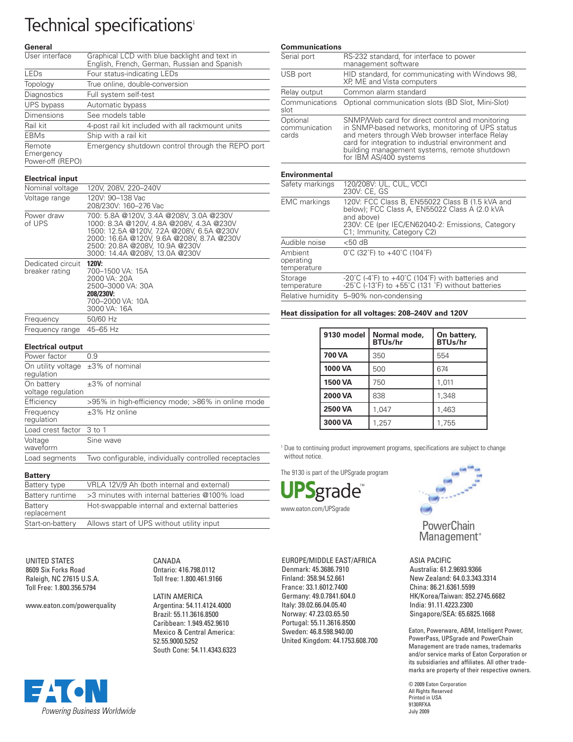# Technical specifications[1]

### General

| | |
|---|---|
| User interface | Graphical LCD with blue backlight and text in English, French, German, Russian and Spanish |
| LEDs | Four status-indicating LEDs |
| Topology | True online, double-conversion |
| Diagnostics | Full system self-test |
| UPS bypass | Automatic bypass |
| Dimensions | See models table |
| Rail kit | 4-post rail kit included with all rackmount units |
| EBMs | Ship with a rail kit |
| Remote Emergency Power-off (REPO) | Emergency shutdown control through the REPO port |

### Electrical input

| | |
|---|---|
| Nominal voltage | 120V, 208V, 220–240V |
| Voltage range | 120V: 90–138 Vac<br>208/230V: 160–276 Vac |
| Power draw of UPS | 700: 5.8A @120V, 3.4A @208V, 3.0A @230V<br>1000: 8.3A @120V, 4.8A @208V, 4.3A @230V<br>1500: 12.5A @120V, 7.2A @208V, 6.5A @230V<br>2000: 16.6A @120V, 9.6A @208V, 8.7A @230V<br>2500: 20.8A @208V, 10.9A @230V<br>3000: 14.4A @208V, 13.0A @230V |
| Dedicated circuit breaker rating | **120V:**<br>700–1500 VA: 15A<br>2000 VA: 20A<br>2500–3000 VA: 30A<br>**208/230V:**<br>700–2000 VA: 10A<br>3000 VA: 16A |
| Frequency | 50/60 Hz |
| Frequency range | 45–65 Hz |

### Electrical output

| | |
|---|---|
| Power factor | 0.9 |
| On utility voltage regulation | ±3% of nominal |
| On battery voltage regulation | ±3% of nominal |
| Efficiency | >95% in high-efficiency mode; >86% in online mode |
| Frequency regulation | ±3% Hz online |
| Load crest factor | 3 to 1 |
| Voltage waveform | Sine wave |
| Load segments | Two configurable, individually controlled receptacles |

### Battery

| | |
|---|---|
| Battery type | VRLA 12V/9 Ah (both internal and external) |
| Battery runtime | >3 minutes with internal batteries @100% load |
| Battery replacement | Hot-swappable internal and external batteries |
| Start-on-battery | Allows start of UPS without utility input |

### Communications

| | |
|---|---|
| Serial port | RS-232 standard, for interface to power management software |
| USB port | HID standard, for communicating with Windows 98, XP, ME and Vista computers |
| Relay output | Common alarm standard |
| Communications slot | Optional communication slots (BD Slot, Mini-Slot) |
| Optional communication cards | SNMP/Web card for direct control and monitoring in SNMP-based networks, monitoring of UPS status and meters through Web browser interface Relay card for integration to industrial environment and building management systems, remote shutdown for IBM AS/400 systems |

### Environmental

| | |
|---|---|
| Safety markings | 120/208V: UL, CUL, VCCI<br>230V: CE, GS |
| EMC markings | 120V: FCC Class B, EN55022 Class B (1.5 kVA and below); FCC Class A, EN55022 Class A (2.0 kVA and above)<br>230V: CE (per IEC/EN62040-2: Emissions, Category C1; Immunity, Category C2) |
| Audible noise | <50 dB |
| Ambient operating temperature | 0°C (32°F) to +40°C (104°F) |
| Storage temperature | -20°C (-4°F) to +40°C (104°F) with batteries and -25°C (-13°F) to +55°C (131 °F) without batteries |
| Relative humidity | 5–90% non-condensing |

### Heat dissipation for all voltages: 208–240V and 120V

| 9130 model | Normal mode, BTUs/hr | On battery, BTUs/hr |
|---|---|---|
| **700 VA** | 350 | 554 |
| **1000 VA** | 500 | 674 |
| **1500 VA** | 750 | 1,011 |
| **2000 VA** | 838 | 1,348 |
| **2500 VA** | 1,047 | 1,463 |
| **3000 VA** | 1,257 | 1,755 |

[1] Due to continuing product improvement programs, specifications are subject to change without notice.

The 9130 is part of the UPSgrade program

UPSgrade™

www.eaton.com/UPSgrade

PowerChain Management®

UNITED STATES
8609 Six Forks Road
Raleigh, NC 27615 U.S.A.
Toll Free: 1.800.356.5794

www.eaton.com/powerquality

CANADA
Ontario: 416.798.0112
Toll free: 1.800.461.9166

LATIN AMERICA
Argentina: 54.11.4124.4000
Brazil: 55.11.3616.8500
Caribbean: 1.949.452.9610
Mexico & Central America: 52.55.9000.5252
South Cone: 54.11.4343.6323

EUROPE/MIDDLE EAST/AFRICA
Denmark: 45.3686.7910
Finland: 358.94.52.661
France: 33.1.6012.7400
Germany: 49.0.7841.604.0
Italy: 39.02.66.04.05.40
Norway: 47.23.03.65.50
Portugal: 55.11.3616.8500
Sweden: 46.8.598.940.00
United Kingdom: 44.1753.608.700

ASIA PACIFIC
Australia: 61.2.9693.9366
New Zealand: 64.0.3.343.3314
China: 86.21.6361.5599
HK/Korea/Taiwan: 852.2745.6682
India: 91.11.4223.2300
Singapore/SEA: 65.6825.1668

Eaton, Powerware, ABM, Intelligent Power, PowerPass, UPSgrade and PowerChain Management are trade names, trademarks and/or service marks of Eaton Corporation or its subsidiaries and affiliates. All other trademarks are property of their respective owners.

© 2009 Eaton Corporation
All Rights Reserved
Printed in USA
9130RFXA
July 2009

EATON
*Powering Business Worldwide*